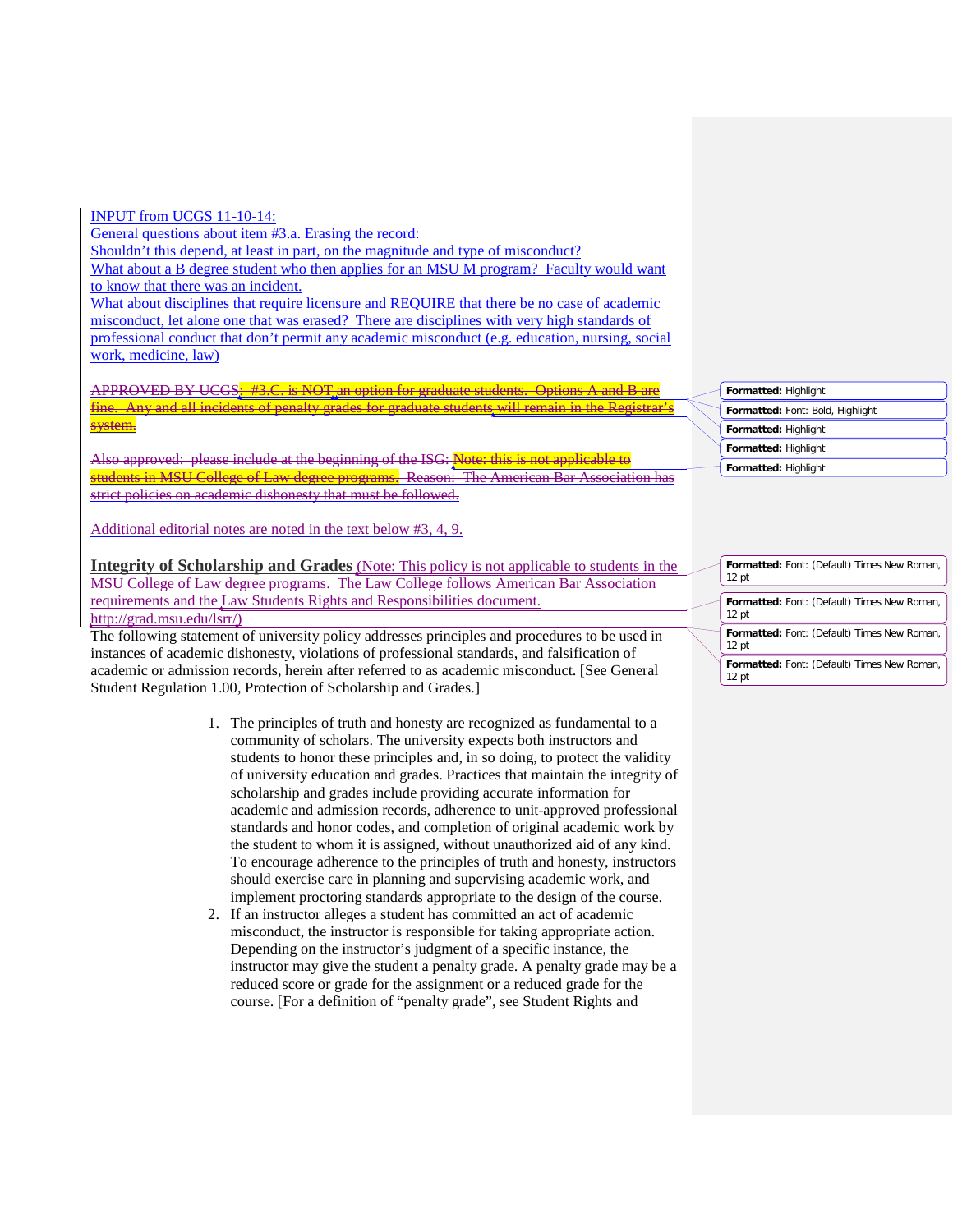INPUT from UCGS 11-10-14:
General questions about item #3.a. Erasing the record:
Shouldn't this depend, at least in part, on the magnitude and type of misconduct?
What about a B degree student who then applies for an MSU M program? Faculty would want to know that there was an incident.
What about disciplines that require licensure and REQUIRE that there be no case of academic misconduct, let alone one that was erased? There are disciplines with very high standards of professional conduct that don't permit any academic misconduct (e.g. education, nursing, social work, medicine, law)

~~APPROVED BY UCGS; #3.C. is NOT an option for graduate students. Options A and B are fine. Any and all incidents of penalty grades for graduate students will remain in the Registrar's system.~~

~~Also approved: please include at the beginning of the ISG: Note: this is not applicable to students in MSU College of Law degree programs. Reason: The American Bar Association has strict policies on academic dishonesty that must be followed.~~

~~Additional editorial notes are noted in the text below #3, 4, 9.~~

**Integrity of Scholarship and Grades** (Note: This policy is not applicable to students in the MSU College of Law degree programs. The Law College follows American Bar Association requirements and the Law Students Rights and Responsibilities document. http://grad.msu.edu/lsrr/)

The following statement of university policy addresses principles and procedures to be used in instances of academic dishonesty, violations of professional standards, and falsification of academic or admission records, herein after referred to as academic misconduct. [See General Student Regulation 1.00, Protection of Scholarship and Grades.]

1. The principles of truth and honesty are recognized as fundamental to a community of scholars. The university expects both instructors and students to honor these principles and, in so doing, to protect the validity of university education and grades. Practices that maintain the integrity of scholarship and grades include providing accurate information for academic and admission records, adherence to unit-approved professional standards and honor codes, and completion of original academic work by the student to whom it is assigned, without unauthorized aid of any kind. To encourage adherence to the principles of truth and honesty, instructors should exercise care in planning and supervising academic work, and implement proctoring standards appropriate to the design of the course.
2. If an instructor alleges a student has committed an act of academic misconduct, the instructor is responsible for taking appropriate action. Depending on the instructor's judgment of a specific instance, the instructor may give the student a penalty grade. A penalty grade may be a reduced score or grade for the assignment or a reduced grade for the course. [For a definition of "penalty grade", see Student Rights and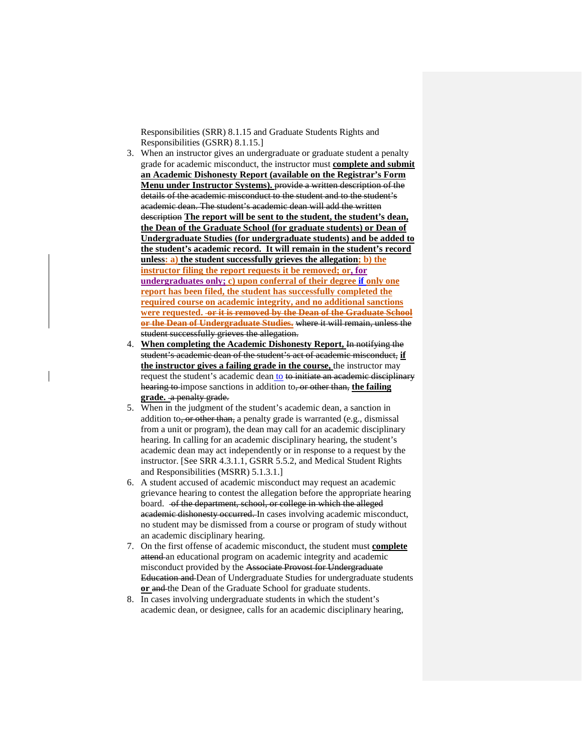Responsibilities (SRR) 8.1.15 and Graduate Students Rights and Responsibilities (GSRR) 8.1.15.]

3. When an instructor gives an undergraduate or graduate student a penalty grade for academic misconduct, the instructor must **complete and submit an Academic Dishonesty Report (available on the Registrar's Form Menu under Instructor Systems).** ~~provide a written description of the details of the academic misconduct to the student and to the student's academic dean. The student's academic dean will add the written description~~ **The report will be sent to the student, the student's dean, the Dean of the Graduate School (for graduate students) or Dean of Undergraduate Studies (for undergraduate students) and be added to the student's academic record. It will remain in the student's record unless: a) the student successfully grieves the allegation; b) the instructor filing the report requests it be removed; or, for undergraduates only; c) upon conferral of their degree if only one report has been filed, the student has successfully completed the required course on academic integrity, and no additional sanctions were requested.** ~~or it is removed by the Dean of the Graduate School or the Dean of Undergraduate Studies.~~ ~~where it will remain, unless the student successfully grieves the allegation.~~
4. **When completing the Academic Dishonesty Report,** ~~In notifying the student's academic dean of the student's act of academic misconduct,~~ **if the instructor gives a failing grade in the course,** the instructor may request the student's academic dean to ~~to initiate an academic disciplinary hearing to~~ impose sanctions in addition to~~, or other than,~~ **the failing grade.** ~~a penalty grade.~~
5. When in the judgment of the student's academic dean, a sanction in addition to~~, or other than,~~ a penalty grade is warranted (e.g., dismissal from a unit or program), the dean may call for an academic disciplinary hearing. In calling for an academic disciplinary hearing, the student's academic dean may act independently or in response to a request by the instructor. [See SRR 4.3.1.1, GSRR 5.5.2, and Medical Student Rights and Responsibilities (MSRR) 5.1.3.1.]
6. A student accused of academic misconduct may request an academic grievance hearing to contest the allegation before the appropriate hearing board. ~~of the department, school, or college in which the alleged academic dishonesty occurred.~~ In cases involving academic misconduct, no student may be dismissed from a course or program of study without an academic disciplinary hearing.
7. On the first offense of academic misconduct, the student must **complete** ~~attend~~ an educational program on academic integrity and academic misconduct provided by the ~~Associate Provost for Undergraduate Education and~~ Dean of Undergraduate Studies for undergraduate students **or** ~~and~~ the Dean of the Graduate School for graduate students.
8. In cases involving undergraduate students in which the student's academic dean, or designee, calls for an academic disciplinary hearing,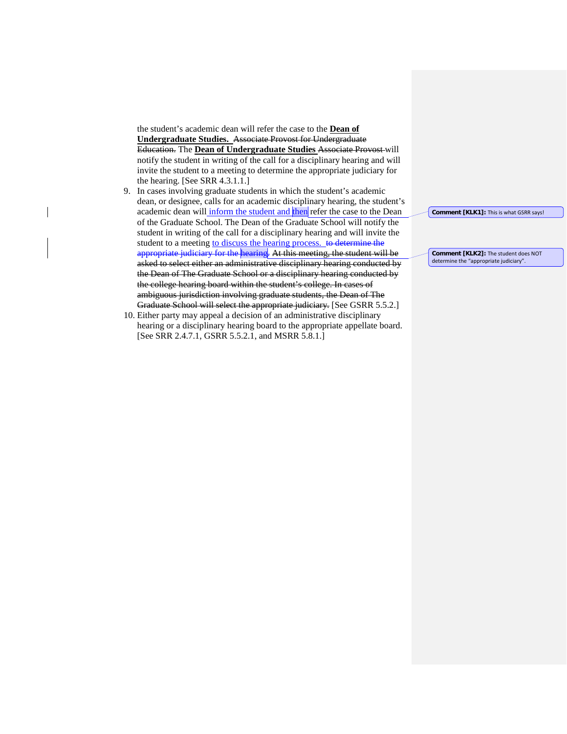the student's academic dean will refer the case to the **Dean of Undergraduate Studies.** ~~Associate Provost for Undergraduate Education.~~ The **Dean of Undergraduate Studies** ~~Associate Provost~~ will notify the student in writing of the call for a disciplinary hearing and will invite the student to a meeting to determine the appropriate judiciary for the hearing. [See SRR 4.3.1.1.]

9. In cases involving graduate students in which the student's academic dean, or designee, calls for an academic disciplinary hearing, the student's academic dean will inform the student and then refer the case to the Dean of the Graduate School. The Dean of the Graduate School will notify the student in writing of the call for a disciplinary hearing and will invite the student to a meeting to discuss the hearing process. ~~to determine the appropriate judiciary for the hearing. At this meeting, the student will be asked to select either an administrative disciplinary hearing conducted by the Dean of The Graduate School or a disciplinary hearing conducted by the college hearing board within the student's college. In cases of ambiguous jurisdiction involving graduate students, the Dean of The Graduate School will select the appropriate judiciary.~~ [See GSRR 5.5.2.]
10. Either party may appeal a decision of an administrative disciplinary hearing or a disciplinary hearing board to the appropriate appellate board. [See SRR 2.4.7.1, GSRR 5.5.2.1, and MSRR 5.8.1.]

**Comment [KLK1]:** This is what GSRR says!

**Comment [KLK2]:** The student does NOT determine the "appropriate judiciary".